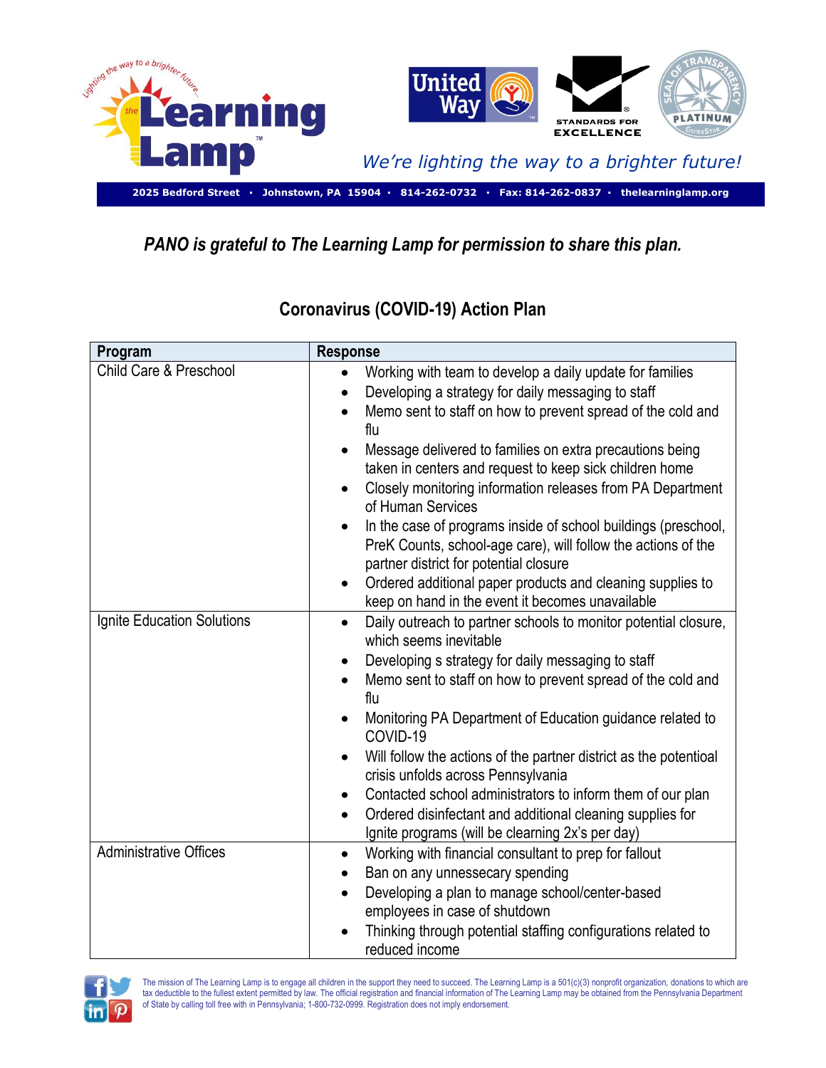We're lighting the way to a brighter future!

2025 Bedford Street · Johnstown, PA 15904 · 814-262-0732 · Fax: 814-262-0837 · thelearninglamp.org

*PANO is grateful to The Learning Lamp for permission to share this plan.*

## Coronavirus (COVID-19) Action Plan

| Program | Response |
|---|---|
| Child Care & Preschool | • Working with team to develop a daily update for families<br>• Developing a strategy for daily messaging to staff<br>• Memo sent to staff on how to prevent spread of the cold and flu<br>• Message delivered to families on extra precautions being taken in centers and request to keep sick children home<br>• Closely monitoring information releases from PA Department of Human Services<br>• In the case of programs inside of school buildings (preschool, PreK Counts, school-age care), will follow the actions of the partner district for potential closure<br>• Ordered additional paper products and cleaning supplies to keep on hand in the event it becomes unavailable |
| Ignite Education Solutions | • Daily outreach to partner schools to monitor potential closure, which seems inevitable<br>• Developing s strategy for daily messaging to staff<br>• Memo sent to staff on how to prevent spread of the cold and flu<br>• Monitoring PA Department of Education guidance related to COVID-19<br>• Will follow the actions of the partner district as the potentioal crisis unfolds across Pennsylvania<br>• Contacted school administrators to inform them of our plan<br>• Ordered disinfectant and additional cleaning supplies for Ignite programs (will be clearning 2x's per day) |
| Administrative Offices | • Working with financial consultant to prep for fallout<br>• Ban on any unnessecary spending<br>• Developing a plan to manage school/center-based employees in case of shutdown<br>• Thinking through potential staffing configurations related to reduced income |

The mission of The Learning Lamp is to engage all children in the support they need to succeed. The Learning Lamp is a 501(c)(3) nonprofit organization, donations to which are tax deductible to the fullest extent permitted by law. The official registration and financial information of The Learning Lamp may be obtained from the Pennsylvania Department of State by calling toll free with in Pennsylvania; 1-800-732-0999. Registration does not imply endorsement.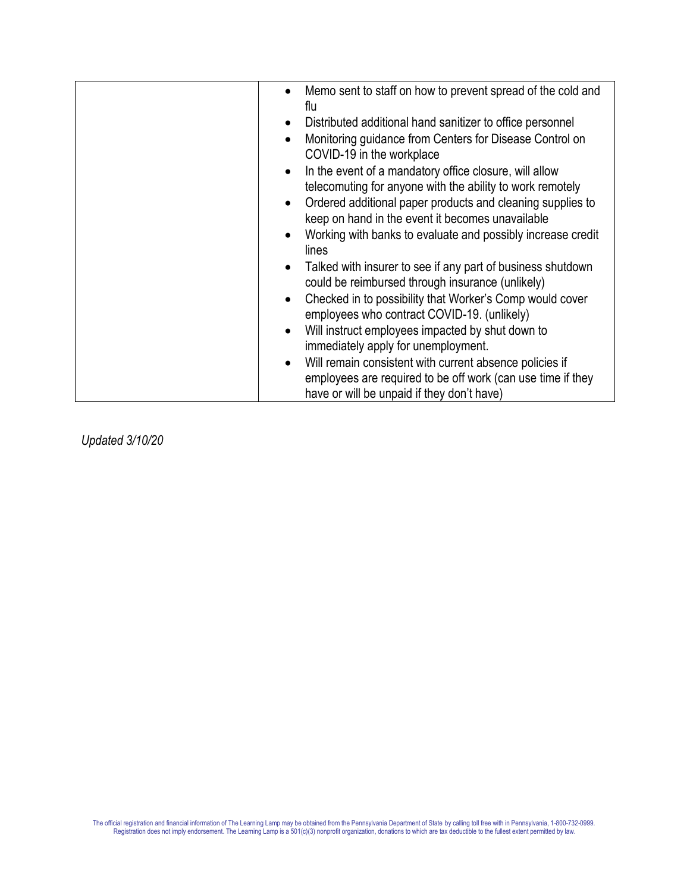| | |
|---|---|
| | • Memo sent to staff on how to prevent spread of the cold and flu<br>• Distributed additional hand sanitizer to office personnel<br>• Monitoring guidance from Centers for Disease Control on COVID-19 in the workplace<br>• In the event of a mandatory office closure, will allow telecomuting for anyone with the ability to work remotely<br>• Ordered additional paper products and cleaning supplies to keep on hand in the event it becomes unavailable<br>• Working with banks to evaluate and possibly increase credit lines<br>• Talked with insurer to see if any part of business shutdown could be reimbursed through insurance (unlikely)<br>• Checked in to possibility that Worker's Comp would cover employees who contract COVID-19. (unlikely)<br>• Will instruct employees impacted by shut down to immediately apply for unemployment.<br>• Will remain consistent with current absence policies if employees are required to be off work (can use time if they have or will be unpaid if they don't have) |

*Updated 3/10/20*

The official registration and financial information of The Learning Lamp may be obtained from the Pennsylvania Department of State by calling toll free with in Pennsylvania, 1-800-732-0999. Registration does not imply endorsement. The Learning Lamp is a 501(c)(3) nonprofit organization, donations to which are tax deductible to the fullest extent permitted by law.